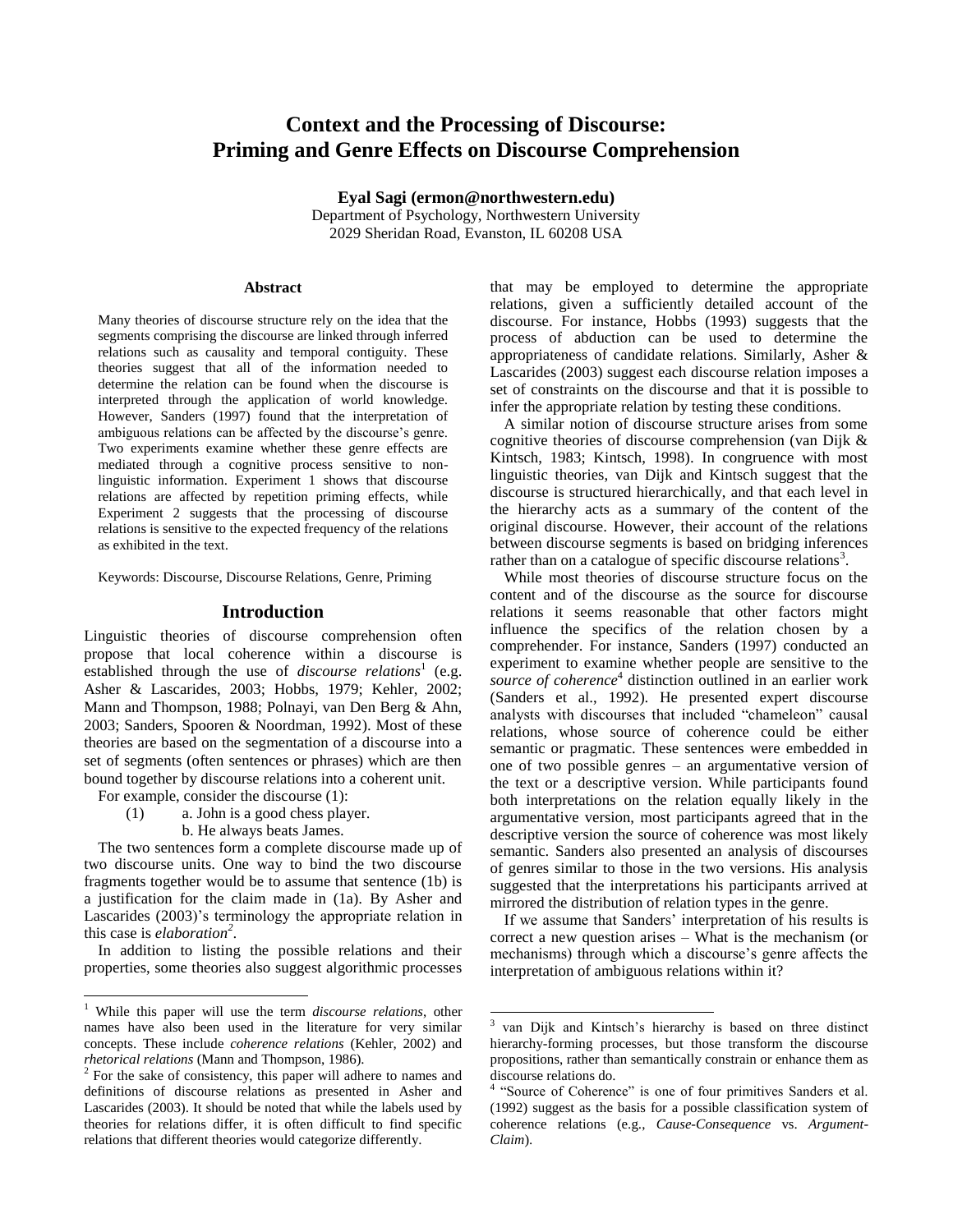# Context and the Processing of Discourse: Priming and Genre Effects on Discourse Comprehension

**Eyal Sagi (ermon@northwestern.edu)**
Department of Psychology, Northwestern University
2029 Sheridan Road, Evanston, IL 60208 USA

## Abstract

Many theories of discourse structure rely on the idea that the segments comprising the discourse are linked through inferred relations such as causality and temporal contiguity. These theories suggest that all of the information needed to determine the relation can be found when the discourse is interpreted through the application of world knowledge. However, Sanders (1997) found that the interpretation of ambiguous relations can be affected by the discourse's genre. Two experiments examine whether these genre effects are mediated through a cognitive process sensitive to non-linguistic information. Experiment 1 shows that discourse relations are affected by repetition priming effects, while Experiment 2 suggests that the processing of discourse relations is sensitive to the expected frequency of the relations as exhibited in the text.

Keywords: Discourse, Discourse Relations, Genre, Priming

## Introduction

Linguistic theories of discourse comprehension often propose that local coherence within a discourse is established through the use of *discourse relations*[1] (e.g. Asher & Lascarides, 2003; Hobbs, 1979; Kehler, 2002; Mann and Thompson, 1988; Polnayi, van Den Berg & Ahn, 2003; Sanders, Spooren & Noordman, 1992). Most of these theories are based on the segmentation of a discourse into a set of segments (often sentences or phrases) which are then bound together by discourse relations into a coherent unit.

For example, consider the discourse (1):

(1) a. John is a good chess player.
 b. He always beats James.

The two sentences form a complete discourse made up of two discourse units. One way to bind the two discourse fragments together would be to assume that sentence (1b) is a justification for the claim made in (1a). By Asher and Lascarides (2003)'s terminology the appropriate relation in this case is *elaboration*[2].

In addition to listing the possible relations and their properties, some theories also suggest algorithmic processes that may be employed to determine the appropriate relations, given a sufficiently detailed account of the discourse. For instance, Hobbs (1993) suggests that the process of abduction can be used to determine the appropriateness of candidate relations. Similarly, Asher & Lascarides (2003) suggest each discourse relation imposes a set of constraints on the discourse and that it is possible to infer the appropriate relation by testing these conditions.

A similar notion of discourse structure arises from some cognitive theories of discourse comprehension (van Dijk & Kintsch, 1983; Kintsch, 1998). In congruence with most linguistic theories, van Dijk and Kintsch suggest that the discourse is structured hierarchically, and that each level in the hierarchy acts as a summary of the content of the original discourse. However, their account of the relations between discourse segments is based on bridging inferences rather than on a catalogue of specific discourse relations[3].

While most theories of discourse structure focus on the content and of the discourse as the source for discourse relations it seems reasonable that other factors might influence the specifics of the relation chosen by a comprehender. For instance, Sanders (1997) conducted an experiment to examine whether people are sensitive to the *source of coherence*[4] distinction outlined in an earlier work (Sanders et al., 1992). He presented expert discourse analysts with discourses that included "chameleon" causal relations, whose source of coherence could be either semantic or pragmatic. These sentences were embedded in one of two possible genres – an argumentative version of the text or a descriptive version. While participants found both interpretations on the relation equally likely in the argumentative version, most participants agreed that in the descriptive version the source of coherence was most likely semantic. Sanders also presented an analysis of discourses of genres similar to those in the two versions. His analysis suggested that the interpretations his participants arrived at mirrored the distribution of relation types in the genre.

If we assume that Sanders' interpretation of his results is correct a new question arises – What is the mechanism (or mechanisms) through which a discourse's genre affects the interpretation of ambiguous relations within it?

---

[1] While this paper will use the term *discourse relations*, other names have also been used in the literature for very similar concepts. These include *coherence relations* (Kehler, 2002) and *rhetorical relations* (Mann and Thompson, 1986).

[2] For the sake of consistency, this paper will adhere to names and definitions of discourse relations as presented in Asher and Lascarides (2003). It should be noted that while the labels used by theories for relations differ, it is often difficult to find specific relations that different theories would categorize differently.

[3] van Dijk and Kintsch's hierarchy is based on three distinct hierarchy-forming processes, but those transform the discourse propositions, rather than semantically constrain or enhance them as discourse relations do.

[4] "Source of Coherence" is one of four primitives Sanders et al. (1992) suggest as the basis for a possible classification system of coherence relations (e.g., *Cause-Consequence* vs. *Argument-Claim*).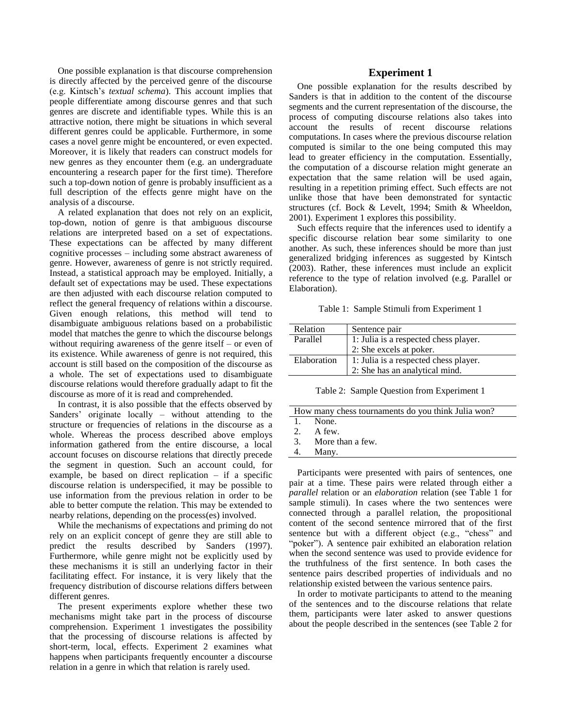One possible explanation is that discourse comprehension is directly affected by the perceived genre of the discourse (e.g. Kintsch's *textual schema*). This account implies that people differentiate among discourse genres and that such genres are discrete and identifiable types. While this is an attractive notion, there might be situations in which several different genres could be applicable. Furthermore, in some cases a novel genre might be encountered, or even expected. Moreover, it is likely that readers can construct models for new genres as they encounter them (e.g. an undergraduate encountering a research paper for the first time). Therefore such a top-down notion of genre is probably insufficient as a full description of the effects genre might have on the analysis of a discourse.

A related explanation that does not rely on an explicit, top-down, notion of genre is that ambiguous discourse relations are interpreted based on a set of expectations. These expectations can be affected by many different cognitive processes – including some abstract awareness of genre. However, awareness of genre is not strictly required. Instead, a statistical approach may be employed. Initially, a default set of expectations may be used. These expectations are then adjusted with each discourse relation computed to reflect the general frequency of relations within a discourse. Given enough relations, this method will tend to disambiguate ambiguous relations based on a probabilistic model that matches the genre to which the discourse belongs without requiring awareness of the genre itself – or even of its existence. While awareness of genre is not required, this account is still based on the composition of the discourse as a whole. The set of expectations used to disambiguate discourse relations would therefore gradually adapt to fit the discourse as more of it is read and comprehended.

In contrast, it is also possible that the effects observed by Sanders' originate locally – without attending to the structure or frequencies of relations in the discourse as a whole. Whereas the process described above employs information gathered from the entire discourse, a local account focuses on discourse relations that directly precede the segment in question. Such an account could, for example, be based on direct replication – if a specific discourse relation is underspecified, it may be possible to use information from the previous relation in order to be able to better compute the relation. This may be extended to nearby relations, depending on the process(es) involved.

While the mechanisms of expectations and priming do not rely on an explicit concept of genre they are still able to predict the results described by Sanders (1997). Furthermore, while genre might not be explicitly used by these mechanisms it is still an underlying factor in their facilitating effect. For instance, it is very likely that the frequency distribution of discourse relations differs between different genres.

The present experiments explore whether these two mechanisms might take part in the process of discourse comprehension. Experiment 1 investigates the possibility that the processing of discourse relations is affected by short-term, local, effects. Experiment 2 examines what happens when participants frequently encounter a discourse relation in a genre in which that relation is rarely used.

## Experiment 1

One possible explanation for the results described by Sanders is that in addition to the content of the discourse segments and the current representation of the discourse, the process of computing discourse relations also takes into account the results of recent discourse relations computations. In cases where the previous discourse relation computed is similar to the one being computed this may lead to greater efficiency in the computation. Essentially, the computation of a discourse relation might generate an expectation that the same relation will be used again, resulting in a repetition priming effect. Such effects are not unlike those that have been demonstrated for syntactic structures (cf. Bock & Levelt, 1994; Smith & Wheeldon, 2001). Experiment 1 explores this possibility.

Such effects require that the inferences used to identify a specific discourse relation bear some similarity to one another. As such, these inferences should be more than just generalized bridging inferences as suggested by Kintsch (2003). Rather, these inferences must include an explicit reference to the type of relation involved (e.g. Parallel or Elaboration).

Table 1: Sample Stimuli from Experiment 1

| Relation | Sentence pair |
|---|---|
| Parallel | 1: Julia is a respected chess player.<br>2: She excels at poker. |
| Elaboration | 1: Julia is a respected chess player.<br>2: She has an analytical mind. |

Table 2: Sample Question from Experiment 1

| How many chess tournaments do you think Julia won? |
|---|
| 1. None. |
| 2. A few. |
| 3. More than a few. |
| 4. Many. |

Participants were presented with pairs of sentences, one pair at a time. These pairs were related through either a *parallel* relation or an *elaboration* relation (see Table 1 for sample stimuli). In cases where the two sentences were connected through a parallel relation, the propositional content of the second sentence mirrored that of the first sentence but with a different object (e.g., "chess" and "poker"). A sentence pair exhibited an elaboration relation when the second sentence was used to provide evidence for the truthfulness of the first sentence. In both cases the sentence pairs described properties of individuals and no relationship existed between the various sentence pairs.

In order to motivate participants to attend to the meaning of the sentences and to the discourse relations that relate them, participants were later asked to answer questions about the people described in the sentences (see Table 2 for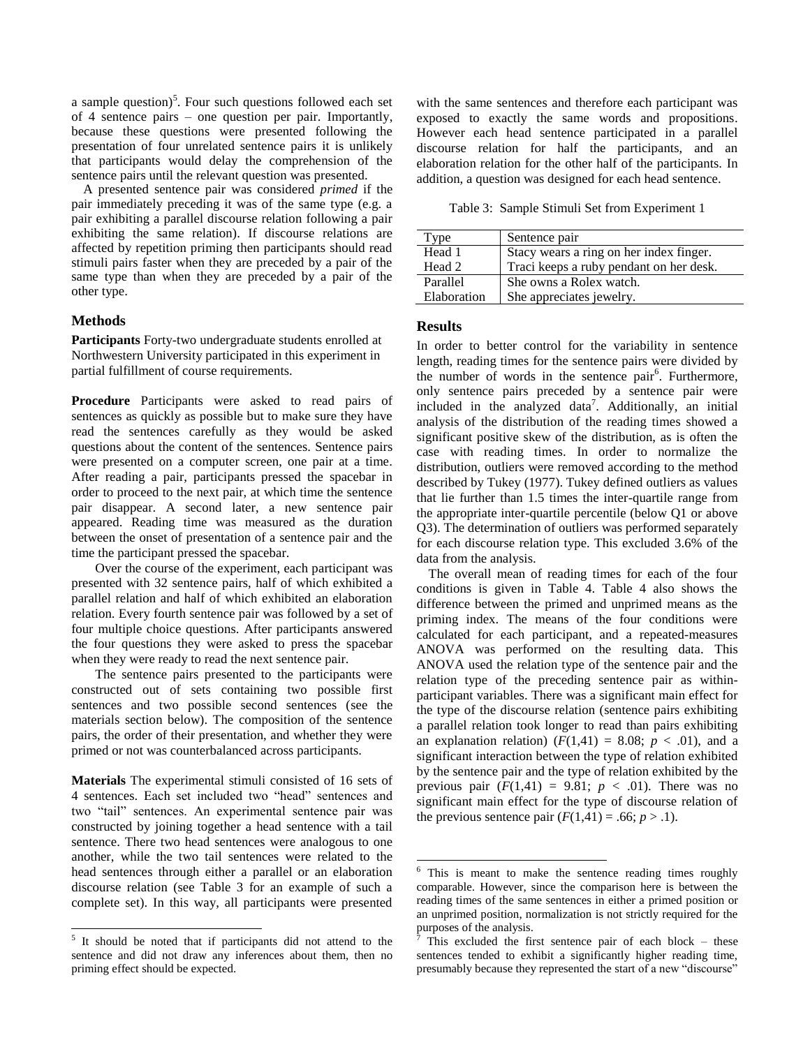a sample question)[5]. Four such questions followed each set of 4 sentence pairs – one question per pair. Importantly, because these questions were presented following the presentation of four unrelated sentence pairs it is unlikely that participants would delay the comprehension of the sentence pairs until the relevant question was presented.

A presented sentence pair was considered *primed* if the pair immediately preceding it was of the same type (e.g. a pair exhibiting a parallel discourse relation following a pair exhibiting the same relation). If discourse relations are affected by repetition priming then participants should read stimuli pairs faster when they are preceded by a pair of the same type than when they are preceded by a pair of the other type.

## Methods

**Participants** Forty-two undergraduate students enrolled at Northwestern University participated in this experiment in partial fulfillment of course requirements.

**Procedure** Participants were asked to read pairs of sentences as quickly as possible but to make sure they have read the sentences carefully as they would be asked questions about the content of the sentences. Sentence pairs were presented on a computer screen, one pair at a time. After reading a pair, participants pressed the spacebar in order to proceed to the next pair, at which time the sentence pair disappear. A second later, a new sentence pair appeared. Reading time was measured as the duration between the onset of presentation of a sentence pair and the time the participant pressed the spacebar.

Over the course of the experiment, each participant was presented with 32 sentence pairs, half of which exhibited a parallel relation and half of which exhibited an elaboration relation. Every fourth sentence pair was followed by a set of four multiple choice questions. After participants answered the four questions they were asked to press the spacebar when they were ready to read the next sentence pair.

The sentence pairs presented to the participants were constructed out of sets containing two possible first sentences and two possible second sentences (see the materials section below). The composition of the sentence pairs, the order of their presentation, and whether they were primed or not was counterbalanced across participants.

**Materials** The experimental stimuli consisted of 16 sets of 4 sentences. Each set included two "head" sentences and two "tail" sentences. An experimental sentence pair was constructed by joining together a head sentence with a tail sentence. There two head sentences were analogous to one another, while the two tail sentences were related to the head sentences through either a parallel or an elaboration discourse relation (see Table 3 for an example of such a complete set). In this way, all participants were presented with the same sentences and therefore each participant was exposed to exactly the same words and propositions. However each head sentence participated in a parallel discourse relation for half the participants, and an elaboration relation for the other half of the participants. In addition, a question was designed for each head sentence.

Table 3: Sample Stimuli Set from Experiment 1

| Type | Sentence pair |
|---|---|
| Head 1 | Stacy wears a ring on her index finger. |
| Head 2 | Traci keeps a ruby pendant on her desk. |
| Parallel | She owns a Rolex watch. |
| Elaboration | She appreciates jewelry. |

## Results

In order to better control for the variability in sentence length, reading times for the sentence pairs were divided by the number of words in the sentence pair[6]. Furthermore, only sentence pairs preceded by a sentence pair were included in the analyzed data[7]. Additionally, an initial analysis of the distribution of the reading times showed a significant positive skew of the distribution, as is often the case with reading times. In order to normalize the distribution, outliers were removed according to the method described by Tukey (1977). Tukey defined outliers as values that lie further than 1.5 times the inter-quartile range from the appropriate inter-quartile percentile (below Q1 or above Q3). The determination of outliers was performed separately for each discourse relation type. This excluded 3.6% of the data from the analysis.

The overall mean of reading times for each of the four conditions is given in Table 4. Table 4 also shows the difference between the primed and unprimed means as the priming index. The means of the four conditions were calculated for each participant, and a repeated-measures ANOVA was performed on the resulting data. This ANOVA used the relation type of the sentence pair and the relation type of the preceding sentence pair as within-participant variables. There was a significant main effect for the type of the discourse relation (sentence pairs exhibiting a parallel relation took longer to read than pairs exhibiting an explanation relation) ($F(1,41) = 8.08$; $p < .01$), and a significant interaction between the type of relation exhibited by the sentence pair and the type of relation exhibited by the previous pair ($F(1,41) = 9.81$; $p < .01$). There was no significant main effect for the type of discourse relation of the previous sentence pair ($F(1,41) = .66$; $p > .1$).

[5] It should be noted that if participants did not attend to the sentence and did not draw any inferences about them, then no priming effect should be expected.

[6] This is meant to make the sentence reading times roughly comparable. However, since the comparison here is between the reading times of the same sentences in either a primed position or an unprimed position, normalization is not strictly required for the purposes of the analysis.

[7] This excluded the first sentence pair of each block – these sentences tended to exhibit a significantly higher reading time, presumably because they represented the start of a new "discourse"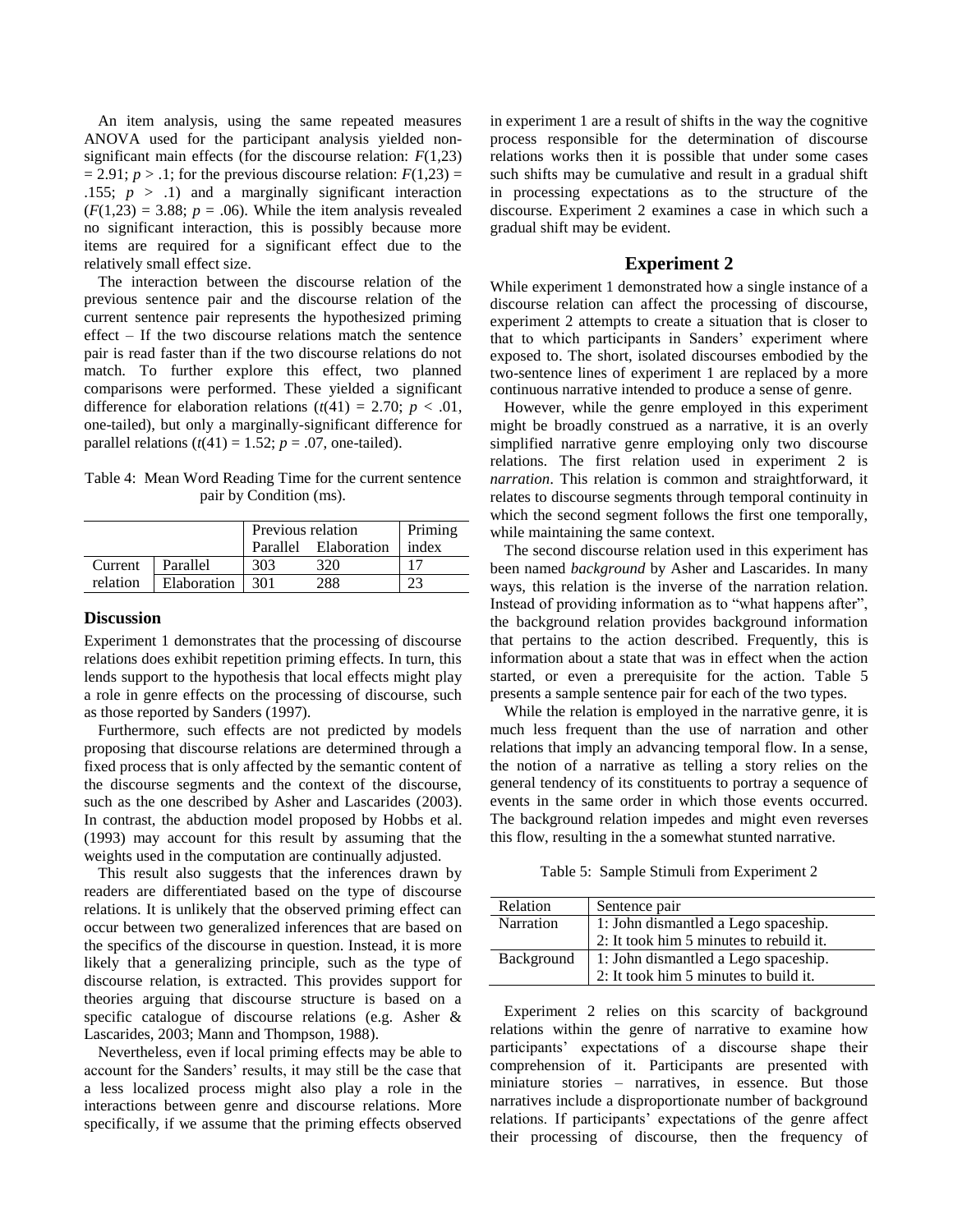An item analysis, using the same repeated measures ANOVA used for the participant analysis yielded non-significant main effects (for the discourse relation: $F(1,23) = 2.91$; $p > .1$; for the previous discourse relation: $F(1,23) = .155$; $p > .1$) and a marginally significant interaction ($F(1,23) = 3.88$; $p = .06$). While the item analysis revealed no significant interaction, this is possibly because more items are required for a significant effect due to the relatively small effect size.

The interaction between the discourse relation of the previous sentence pair and the discourse relation of the current sentence pair represents the hypothesized priming effect – If the two discourse relations match the sentence pair is read faster than if the two discourse relations do not match. To further explore this effect, two planned comparisons were performed. These yielded a significant difference for elaboration relations ($t(41) = 2.70$; $p < .01$, one-tailed), but only a marginally-significant difference for parallel relations ($t(41) = 1.52$; $p = .07$, one-tailed).

Table 4: Mean Word Reading Time for the current sentence pair by Condition (ms).

| | | Previous relation | | Priming |
|---|---|---|---|---|
| | | Parallel | Elaboration | index |
| Current relation | Parallel | 303 | 320 | 17 |
| | Elaboration | 301 | 288 | 23 |

### Discussion

Experiment 1 demonstrates that the processing of discourse relations does exhibit repetition priming effects. In turn, this lends support to the hypothesis that local effects might play a role in genre effects on the processing of discourse, such as those reported by Sanders (1997).

Furthermore, such effects are not predicted by models proposing that discourse relations are determined through a fixed process that is only affected by the semantic content of the discourse segments and the context of the discourse, such as the one described by Asher and Lascarides (2003). In contrast, the abduction model proposed by Hobbs et al. (1993) may account for this result by assuming that the weights used in the computation are continually adjusted.

This result also suggests that the inferences drawn by readers are differentiated based on the type of discourse relations. It is unlikely that the observed priming effect can occur between two generalized inferences that are based on the specifics of the discourse in question. Instead, it is more likely that a generalizing principle, such as the type of discourse relation, is extracted. This provides support for theories arguing that discourse structure is based on a specific catalogue of discourse relations (e.g. Asher & Lascarides, 2003; Mann and Thompson, 1988).

Nevertheless, even if local priming effects may be able to account for the Sanders' results, it may still be the case that a less localized process might also play a role in the interactions between genre and discourse relations. More specifically, if we assume that the priming effects observed in experiment 1 are a result of shifts in the way the cognitive process responsible for the determination of discourse relations works then it is possible that under some cases such shifts may be cumulative and result in a gradual shift in processing expectations as to the structure of the discourse. Experiment 2 examines a case in which such a gradual shift may be evident.

## Experiment 2

While experiment 1 demonstrated how a single instance of a discourse relation can affect the processing of discourse, experiment 2 attempts to create a situation that is closer to that to which participants in Sanders' experiment where exposed to. The short, isolated discourses embodied by the two-sentence lines of experiment 1 are replaced by a more continuous narrative intended to produce a sense of genre.

However, while the genre employed in this experiment might be broadly construed as a narrative, it is an overly simplified narrative genre employing only two discourse relations. The first relation used in experiment 2 is *narration*. This relation is common and straightforward, it relates to discourse segments through temporal continuity in which the second segment follows the first one temporally, while maintaining the same context.

The second discourse relation used in this experiment has been named *background* by Asher and Lascarides. In many ways, this relation is the inverse of the narration relation. Instead of providing information as to "what happens after", the background relation provides background information that pertains to the action described. Frequently, this is information about a state that was in effect when the action started, or even a prerequisite for the action. Table 5 presents a sample sentence pair for each of the two types.

While the relation is employed in the narrative genre, it is much less frequent than the use of narration and other relations that imply an advancing temporal flow. In a sense, the notion of a narrative as telling a story relies on the general tendency of its constituents to portray a sequence of events in the same order in which those events occurred. The background relation impedes and might even reverses this flow, resulting in the a somewhat stunted narrative.

Table 5: Sample Stimuli from Experiment 2

| Relation | Sentence pair |
|---|---|
| Narration | 1: John dismantled a Lego spaceship.<br>2: It took him 5 minutes to rebuild it. |
| Background | 1: John dismantled a Lego spaceship.<br>2: It took him 5 minutes to build it. |

Experiment 2 relies on this scarcity of background relations within the genre of narrative to examine how participants' expectations of a discourse shape their comprehension of it. Participants are presented with miniature stories – narratives, in essence. But those narratives include a disproportionate number of background relations. If participants' expectations of the genre affect their processing of discourse, then the frequency of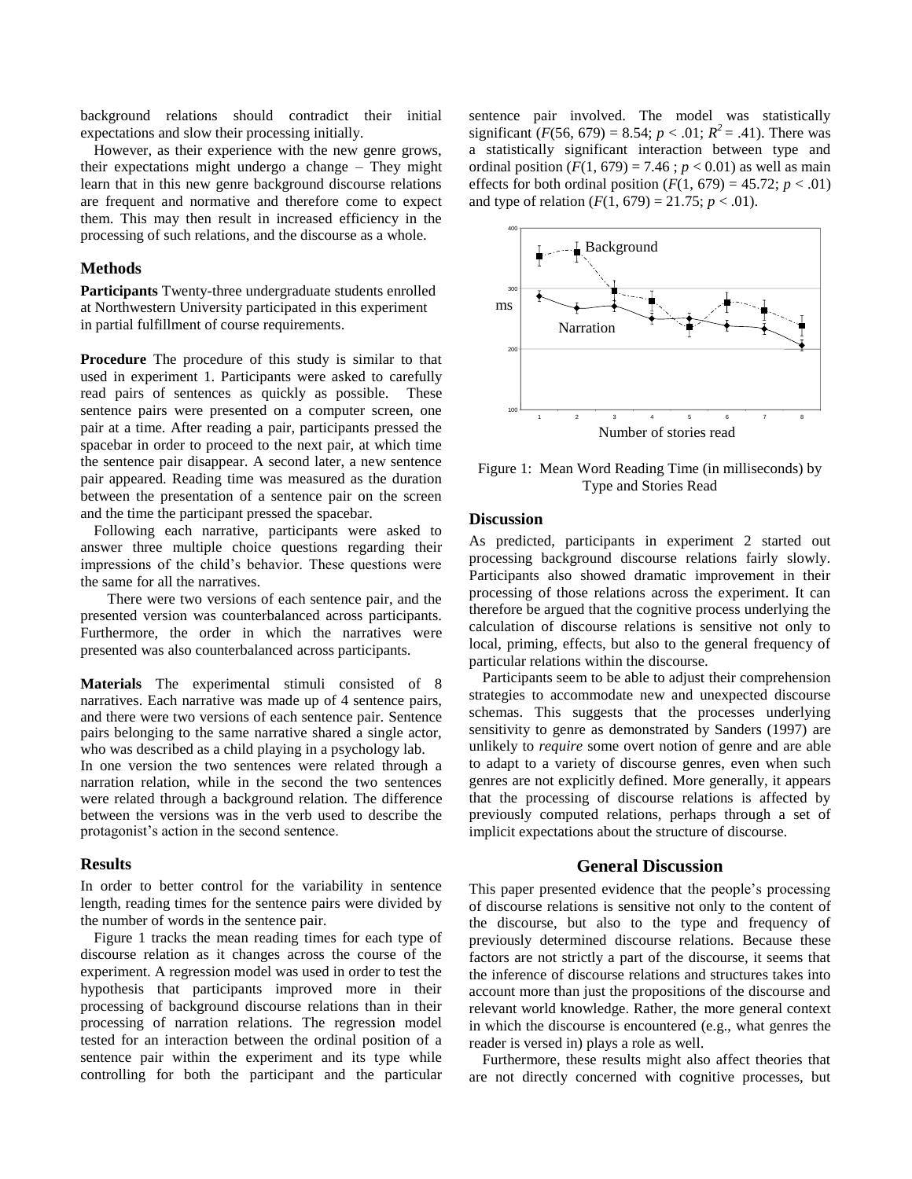background relations should contradict their initial expectations and slow their processing initially.

However, as their experience with the new genre grows, their expectations might undergo a change – They might learn that in this new genre background discourse relations are frequent and normative and therefore come to expect them. This may then result in increased efficiency in the processing of such relations, and the discourse as a whole.

### Methods

**Participants** Twenty-three undergraduate students enrolled at Northwestern University participated in this experiment in partial fulfillment of course requirements.

**Procedure** The procedure of this study is similar to that used in experiment 1. Participants were asked to carefully read pairs of sentences as quickly as possible. These sentence pairs were presented on a computer screen, one pair at a time. After reading a pair, participants pressed the spacebar in order to proceed to the next pair, at which time the sentence pair disappear. A second later, a new sentence pair appeared. Reading time was measured as the duration between the presentation of a sentence pair on the screen and the time the participant pressed the spacebar.

Following each narrative, participants were asked to answer three multiple choice questions regarding their impressions of the child's behavior. These questions were the same for all the narratives.

There were two versions of each sentence pair, and the presented version was counterbalanced across participants. Furthermore, the order in which the narratives were presented was also counterbalanced across participants.

**Materials** The experimental stimuli consisted of 8 narratives. Each narrative was made up of 4 sentence pairs, and there were two versions of each sentence pair. Sentence pairs belonging to the same narrative shared a single actor, who was described as a child playing in a psychology lab. In one version the two sentences were related through a narration relation, while in the second the two sentences were related through a background relation. The difference between the versions was in the verb used to describe the protagonist's action in the second sentence.

### Results

In order to better control for the variability in sentence length, reading times for the sentence pairs were divided by the number of words in the sentence pair.

Figure 1 tracks the mean reading times for each type of discourse relation as it changes across the course of the experiment. A regression model was used in order to test the hypothesis that participants improved more in their processing of background discourse relations than in their processing of narration relations. The regression model tested for an interaction between the ordinal position of a sentence pair within the experiment and its type while controlling for both the participant and the particular sentence pair involved. The model was statistically significant ($F(56, 679) = 8.54$; $p < .01$; $R^2 = .41$). There was a statistically significant interaction between type and ordinal position ($F(1, 679) = 7.46$ ; $p < 0.01$) as well as main effects for both ordinal position ($F(1, 679) = 45.72$; $p < .01$) and type of relation ($F(1, 679) = 21.75$; $p < .01$).

Figure 1: Mean Word Reading Time (in milliseconds) by Type and Stories Read

### Discussion

As predicted, participants in experiment 2 started out processing background discourse relations fairly slowly. Participants also showed dramatic improvement in their processing of those relations across the experiment. It can therefore be argued that the cognitive process underlying the calculation of discourse relations is sensitive not only to local, priming, effects, but also to the general frequency of particular relations within the discourse.

Participants seem to be able to adjust their comprehension strategies to accommodate new and unexpected discourse schemas. This suggests that the processes underlying sensitivity to genre as demonstrated by Sanders (1997) are unlikely to *require* some overt notion of genre and are able to adapt to a variety of discourse genres, even when such genres are not explicitly defined. More generally, it appears that the processing of discourse relations is affected by previously computed relations, perhaps through a set of implicit expectations about the structure of discourse.

## General Discussion

This paper presented evidence that the people's processing of discourse relations is sensitive not only to the content of the discourse, but also to the type and frequency of previously determined discourse relations. Because these factors are not strictly a part of the discourse, it seems that the inference of discourse relations and structures takes into account more than just the propositions of the discourse and relevant world knowledge. Rather, the more general context in which the discourse is encountered (e.g., what genres the reader is versed in) plays a role as well.

Furthermore, these results might also affect theories that are not directly concerned with cognitive processes, but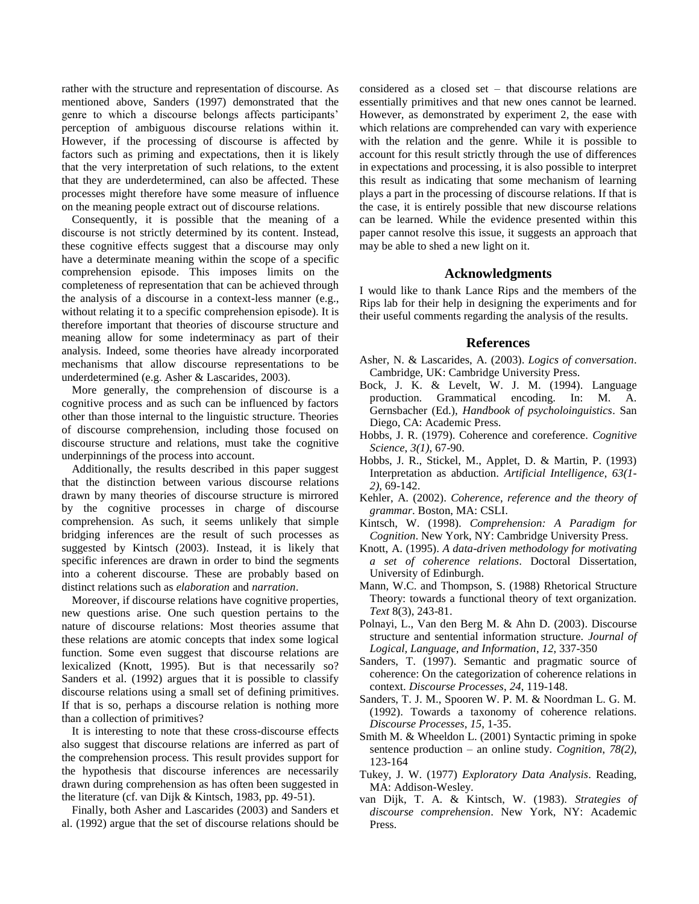rather with the structure and representation of discourse. As mentioned above, Sanders (1997) demonstrated that the genre to which a discourse belongs affects participants' perception of ambiguous discourse relations within it. However, if the processing of discourse is affected by factors such as priming and expectations, then it is likely that the very interpretation of such relations, to the extent that they are underdetermined, can also be affected. These processes might therefore have some measure of influence on the meaning people extract out of discourse relations.

Consequently, it is possible that the meaning of a discourse is not strictly determined by its content. Instead, these cognitive effects suggest that a discourse may only have a determinate meaning within the scope of a specific comprehension episode. This imposes limits on the completeness of representation that can be achieved through the analysis of a discourse in a context-less manner (e.g., without relating it to a specific comprehension episode). It is therefore important that theories of discourse structure and meaning allow for some indeterminacy as part of their analysis. Indeed, some theories have already incorporated mechanisms that allow discourse representations to be underdetermined (e.g. Asher & Lascarides, 2003).

More generally, the comprehension of discourse is a cognitive process and as such can be influenced by factors other than those internal to the linguistic structure. Theories of discourse comprehension, including those focused on discourse structure and relations, must take the cognitive underpinnings of the process into account.

Additionally, the results described in this paper suggest that the distinction between various discourse relations drawn by many theories of discourse structure is mirrored by the cognitive processes in charge of discourse comprehension. As such, it seems unlikely that simple bridging inferences are the result of such processes as suggested by Kintsch (2003). Instead, it is likely that specific inferences are drawn in order to bind the segments into a coherent discourse. These are probably based on distinct relations such as *elaboration* and *narration*.

Moreover, if discourse relations have cognitive properties, new questions arise. One such question pertains to the nature of discourse relations: Most theories assume that these relations are atomic concepts that index some logical function. Some even suggest that discourse relations are lexicalized (Knott, 1995). But is that necessarily so? Sanders et al. (1992) argues that it is possible to classify discourse relations using a small set of defining primitives. If that is so, perhaps a discourse relation is nothing more than a collection of primitives?

It is interesting to note that these cross-discourse effects also suggest that discourse relations are inferred as part of the comprehension process. This result provides support for the hypothesis that discourse inferences are necessarily drawn during comprehension as has often been suggested in the literature (cf. van Dijk & Kintsch, 1983, pp. 49-51).

Finally, both Asher and Lascarides (2003) and Sanders et al. (1992) argue that the set of discourse relations should be considered as a closed set – that discourse relations are essentially primitives and that new ones cannot be learned. However, as demonstrated by experiment 2, the ease with which relations are comprehended can vary with experience with the relation and the genre. While it is possible to account for this result strictly through the use of differences in expectations and processing, it is also possible to interpret this result as indicating that some mechanism of learning plays a part in the processing of discourse relations. If that is the case, it is entirely possible that new discourse relations can be learned. While the evidence presented within this paper cannot resolve this issue, it suggests an approach that may be able to shed a new light on it.

## Acknowledgments

I would like to thank Lance Rips and the members of the Rips lab for their help in designing the experiments and for their useful comments regarding the analysis of the results.

## References

Asher, N. & Lascarides, A. (2003). *Logics of conversation*. Cambridge, UK: Cambridge University Press.

Bock, J. K. & Levelt, W. J. M. (1994). Language production. Grammatical encoding. In: M. A. Gernsbacher (Ed.), *Handbook of psycholoinguistics*. San Diego, CA: Academic Press.

Hobbs, J. R. (1979). Coherence and coreference. *Cognitive Science, 3(1)*, 67-90.

Hobbs, J. R., Stickel, M., Applet, D. & Martin, P. (1993) Interpretation as abduction. *Artificial Intelligence, 63(1-2)*, 69-142.

Kehler, A. (2002). *Coherence, reference and the theory of grammar*. Boston, MA: CSLI.

Kintsch, W. (1998). *Comprehension: A Paradigm for Cognition*. New York, NY: Cambridge University Press.

Knott, A. (1995). *A data-driven methodology for motivating a set of coherence relations*. Doctoral Dissertation, University of Edinburgh.

Mann, W.C. and Thompson, S. (1988) Rhetorical Structure Theory: towards a functional theory of text organization. *Text* 8(3), 243-81.

Polnayi, L., Van den Berg M. & Ahn D. (2003). Discourse structure and sentential information structure. *Journal of Logical, Language, and Information*, *12*, 337-350

Sanders, T. (1997). Semantic and pragmatic source of coherence: On the categorization of coherence relations in context. *Discourse Processes*, *24*, 119-148.

Sanders, T. J. M., Spooren W. P. M. & Noordman L. G. M. (1992). Towards a taxonomy of coherence relations. *Discourse Processes*, *15*, 1-35.

Smith M. & Wheeldon L. (2001) Syntactic priming in spoke sentence production – an online study. *Cognition*, *78(2)*, 123-164

Tukey, J. W. (1977) *Exploratory Data Analysis*. Reading, MA: Addison-Wesley.

van Dijk, T. A. & Kintsch, W. (1983). *Strategies of discourse comprehension*. New York, NY: Academic Press.